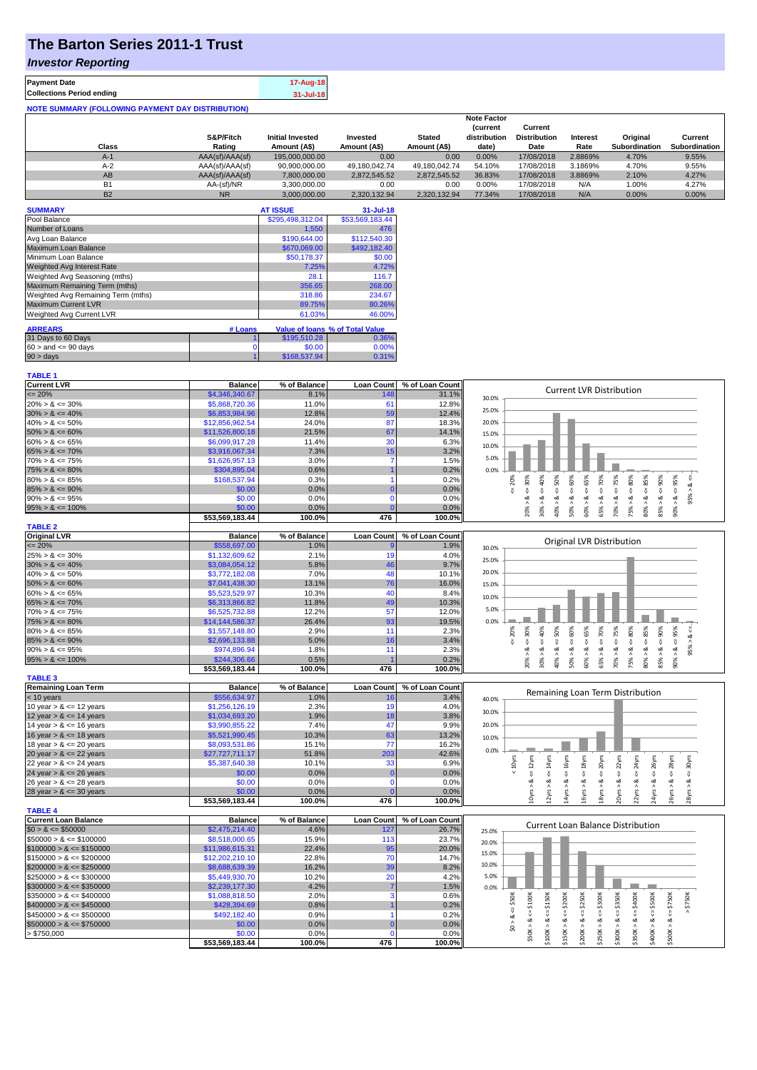# The Barton Series 2011-1 Trust

## *Investor Reporting*

| **Payment Date** | 17-Aug-18 |
|---|---|
| **Collections Period ending** | 31-Jul-18 |

**NOTE SUMMARY (FOLLOWING PAYMENT DAY DISTRIBUTION)**

| Class | S&P/Fitch Rating | Initial Invested Amount (A$) | Invested Amount (A$) | Stated Amount (A$) | Note Factor (current distribution date) | Current Distribution Date | Interest Rate | Original Subordination | Current Subordination |
|---|---|---|---|---|---|---|---|---|---|
| A-1 | AAA(sf)/AAA(sf) | 195,000,000.00 | 0.00 | 0.00 | 0.00% | 17/08/2018 | 2.8869% | 4.70% | 9.55% |
| A-2 | AAA(sf)/AAA(sf) | 90,900,000.00 | 49,180,042.74 | 49,180,042.74 | 54.10% | 17/08/2018 | 3.1869% | 4.70% | 9.55% |
| AB | AAA(sf)/AAA(sf) | 7,800,000.00 | 2,872,545.52 | 2,872,545.52 | 36.83% | 17/08/2018 | 3.8869% | 2.10% | 4.27% |
| B1 | AA-(sf)/NR | 3,300,000.00 | 0.00 | 0.00 | 0.00% | 17/08/2018 | N/A | 1.00% | 4.27% |
| B2 | NR | 3,000,000.00 | 2,320,132.94 | 2,320,132.94 | 77.34% | 17/08/2018 | N/A | 0.00% | 0.00% |

| **SUMMARY** | **AT ISSUE** | **31-Jul-18** |
|---|---|---|
| Pool Balance | $295,498,312.04 | $53,569,183.44 |
| Number of Loans | 1,550 | 476 |
| Avg Loan Balance | $190,644.00 | $112,540.30 |
| Maximum Loan Balance | $670,069.00 | $492,182.40 |
| Minimum Loan Balance | $50,178.37 | $0.00 |
| Weighted Avg Interest Rate | 7.25% | 4.72% |
| Weighted Avg Seasoning (mths) | 28.1 | 116.7 |
| Maximum Remaining Term (mths) | 356.65 | 268.00 |
| Weighted Avg Remaining Term (mths) | 318.86 | 234.67 |
| Maximum Current LVR | 89.75% | 80.26% |
| Weighted Avg Current LVR | 61.03% | 46.00% |

| **ARREARS** | **# Loans** | **Value of loans** | **% of Total Value** |
|---|---|---|---|
| 31 Days to 60 Days | 1 | $195,510.28 | 0.36% |
| $60 >$ and $<= 90$ days | 0 | $0.00 | 0.00% |
| $90 >$ days | 1 | $168,537.94 | 0.31% |

**TABLE 1**

| Current LVR | Balance | % of Balance | Loan Count | % of Loan Count |
|---|---|---|---|---|
| <= 20% | $4,346,340.67 | 8.1% | 148 | 31.1% |
| 20% > & <= 30% | $5,868,720.36 | 11.0% | 61 | 12.8% |
| 30% > & <= 40% | $6,853,984.96 | 12.8% | 59 | 12.4% |
| 40% > & <= 50% | $12,856,962.54 | 24.0% | 87 | 18.3% |
| 50% > & <= 60% | $11,526,800.18 | 21.5% | 67 | 14.1% |
| 60% > & <= 65% | $6,099,917.28 | 11.4% | 30 | 6.3% |
| 65% > & <= 70% | $3,916,067.34 | 7.3% | 15 | 3.2% |
| 70% > & <= 75% | $1,626,957.13 | 3.0% | 7 | 1.5% |
| 75% > & <= 80% | $304,895.04 | 0.6% | 1 | 0.2% |
| 80% > & <= 85% | $168,537.94 | 0.3% | 1 | 0.2% |
| 85% > & <= 90% | $0.00 | 0.0% | 0 | 0.0% |
| 90% > & <= 95% | $0.00 | 0.0% | 0 | 0.0% |
| 95% > & <= 100% | $0.00 | 0.0% | 0 | 0.0% |
| | $53,569,183.44 | 100.0% | 476 | 100.0% |

**TABLE 2**

| Original LVR | Balance | % of Balance | Loan Count | % of Loan Count |
|---|---|---|---|---|
| <= 20% | $558,697.00 | 1.0% | 9 | 1.9% |
| 25% > & <= 30% | $1,132,609.62 | 2.1% | 19 | 4.0% |
| 30% > & <= 40% | $3,084,054.12 | 5.8% | 46 | 9.7% |
| 40% > & <= 50% | $3,772,182.08 | 7.0% | 48 | 10.1% |
| 50% > & <= 60% | $7,041,438.30 | 13.1% | 76 | 16.0% |
| 60% > & <= 65% | $5,523,529.97 | 10.3% | 40 | 8.4% |
| 65% > & <= 70% | $6,313,866.82 | 11.8% | 49 | 10.3% |
| 70% > & <= 75% | $6,525,732.88 | 12.2% | 57 | 12.0% |
| 75% > & <= 80% | $14,144,586.37 | 26.4% | 93 | 19.5% |
| 80% > & <= 85% | $1,557,148.80 | 2.9% | 11 | 2.3% |
| 85% > & <= 90% | $2,696,133.88 | 5.0% | 16 | 3.4% |
| 90% > & <= 95% | $974,896.94 | 1.8% | 11 | 2.3% |
| 95% > & <= 100% | $244,306.66 | 0.5% | 1 | 0.2% |
| | $53,569,183.44 | 100.0% | 476 | 100.0% |

**TABLE 3**

| Remaining Loan Term | Balance | % of Balance | Loan Count | % of Loan Count |
|---|---|---|---|---|
| < 10 years | $556,634.97 | 1.0% | 16 | 3.4% |
| 10 year > & <= 12 years | $1,256,126.19 | 2.3% | 19 | 4.0% |
| 12 year > & <= 14 years | $1,034,693.20 | 1.9% | 18 | 3.8% |
| 14 year > & <= 16 years | $3,990,855.22 | 7.4% | 47 | 9.9% |
| 16 year > & <= 18 years | $5,521,990.45 | 10.3% | 63 | 13.2% |
| 18 year > & <= 20 years | $8,093,531.86 | 15.1% | 77 | 16.2% |
| 20 year > & <= 22 years | $27,727,711.17 | 51.8% | 203 | 42.6% |
| 22 year > & <= 24 years | $5,387,640.38 | 10.1% | 33 | 6.9% |
| 24 year > & <= 26 years | $0.00 | 0.0% | 0 | 0.0% |
| 26 year > & <= 28 years | $0.00 | 0.0% | 0 | 0.0% |
| 28 year > & <= 30 years | $0.00 | 0.0% | 0 | 0.0% |
| | $53,569,183.44 | 100.0% | 476 | 100.0% |

**TABLE 4**

| Current Loan Balance | Balance | % of Balance | Loan Count | % of Loan Count |
|---|---|---|---|---|
| $0 > & <= $50000 | $2,475,214.40 | 4.6% | 127 | 26.7% |
| $50000 > & <= $100000 | $8,518,000.65 | 15.9% | 113 | 23.7% |
| $100000 > & <= $150000 | $11,986,615.31 | 22.4% | 95 | 20.0% |
| $150000 > & <= $200000 | $12,202,210.10 | 22.8% | 70 | 14.7% |
| $200000 > & <= $250000 | $8,688,639.39 | 16.2% | 39 | 8.2% |
| $250000 > & <= $300000 | $5,449,930.70 | 10.2% | 20 | 4.2% |
| $300000 > & <= $350000 | $2,239,177.30 | 4.2% | 7 | 1.5% |
| $350000 > & <= $400000 | $1,088,818.50 | 2.0% | 3 | 0.6% |
| $400000 > & <= $450000 | $428,394.69 | 0.8% | 1 | 0.2% |
| $450000 > & <= $500000 | $492,182.40 | 0.9% | 1 | 0.2% |
| $500000 > & <= $750000 | $0.00 | 0.0% | 0 | 0.0% |
| > $750,000 | $0.00 | 0.0% | 0 | 0.0% |
| | $53,569,183.44 | 100.0% | 476 | 100.0% |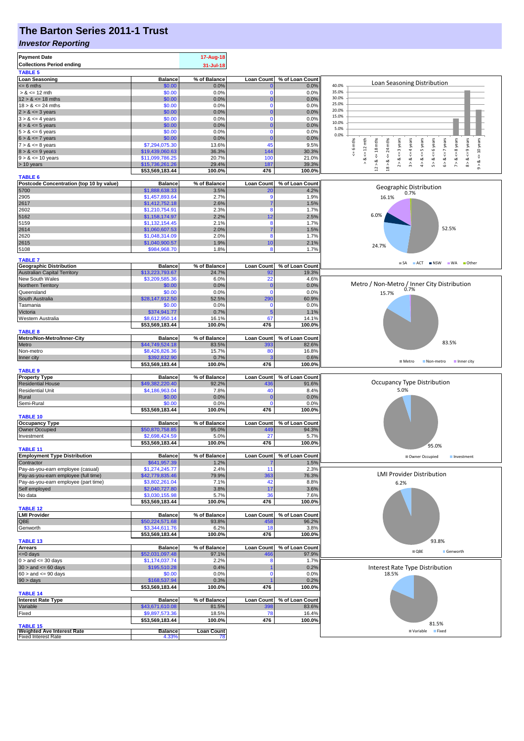# The Barton Series 2011-1 Trust

## *Investor Reporting*

| Payment Date | 17-Aug-18 |
|---|---|
| Collections Period ending | 31-Jul-18 |

**TABLE 5**

| Loan Seasoning | Balance | % of Balance | Loan Count | % of Loan Count |
|---|---|---|---|---|
| <= 6 mths | $0.00 | 0.0% | 0 | 0.0% |
| > & <= 12 mth | $0.00 | 0.0% | 0 | 0.0% |
| 12 > & <= 18 mths | $0.00 | 0.0% | 0 | 0.0% |
| 18 > & <= 24 mths | $0.00 | 0.0% | 0 | 0.0% |
| 2 > & <= 3 years | $0.00 | 0.0% | 0 | 0.0% |
| 3 > & <= 4 years | $0.00 | 0.0% | 0 | 0.0% |
| 4 > & <= 5 years | $0.00 | 0.0% | 0 | 0.0% |
| 5 > & <= 6 years | $0.00 | 0.0% | 0 | 0.0% |
| 6 > & <= 7 years | $0.00 | 0.0% | 0 | 0.0% |
| 7 > & <= 8 years | $7,294,075.30 | 13.6% | 45 | 9.5% |
| 8 > & <= 9 years | $19,439,060.63 | 36.3% | 144 | 30.3% |
| 9 > & <= 10 years | $11,099,786.25 | 20.7% | 100 | 21.0% |
| > 10 years | $15,736,261.26 | 29.4% | 187 | 39.3% |
| | $53,569,183.44 | 100.0% | 476 | 100.0% |

**TABLE 6**

| Postcode Concentration (top 10 by value) | Balance | % of Balance | Loan Count | % of Loan Count |
|---|---|---|---|---|
| 5700 | $1,888,638.33 | 3.5% | 20 | 4.2% |
| 2905 | $1,457,893.64 | 2.7% | 9 | 1.9% |
| 2617 | $1,412,752.18 | 2.6% | 7 | 1.5% |
| 2602 | $1,210,754.91 | 2.3% | 8 | 1.7% |
| 5162 | $1,158,174.97 | 2.2% | 12 | 2.5% |
| 5159 | $1,132,154.45 | 2.1% | 8 | 1.7% |
| 2614 | $1,060,607.53 | 2.0% | 7 | 1.5% |
| 2620 | $1,048,314.09 | 2.0% | 8 | 1.7% |
| 2615 | $1,040,900.57 | 1.9% | 10 | 2.1% |
| 5108 | $984,968.70 | 1.8% | 8 | 1.7% |

**TABLE 7**

| Geographic Distribution | Balance | % of Balance | Loan Count | % of Loan Count |
|---|---|---|---|---|
| Australian Capital Territory | $13,223,793.67 | 24.7% | 92 | 19.3% |
| New South Wales | $3,209,585.36 | 6.0% | 22 | 4.6% |
| Northern Territory | $0.00 | 0.0% | 0 | 0.0% |
| Queensland | $0.00 | 0.0% | 0 | 0.0% |
| South Australia | $28,147,912.50 | 52.5% | 290 | 60.9% |
| Tasmania | $0.00 | 0.0% | 0 | 0.0% |
| Victoria | $374,941.77 | 0.7% | 5 | 1.1% |
| Western Australia | $8,612,950.14 | 16.1% | 67 | 14.1% |
| | $53,569,183.44 | 100.0% | 476 | 100.0% |

**TABLE 8**

| Metro/Non-Metro/Inner-City | Balance | % of Balance | Loan Count | % of Loan Count |
|---|---|---|---|---|
| Metro | $44,749,524.18 | 83.5% | 393 | 82.6% |
| Non-metro | $8,426,826.36 | 15.7% | 80 | 16.8% |
| Inner city | $392,832.90 | 0.7% | 3 | 0.6% |
| | $53,569,183.44 | 100.0% | 476 | 100.0% |

**TABLE 9**

| Property Type | Balance | % of Balance | Loan Count | % of Loan Count |
|---|---|---|---|---|
| Residential House | $49,382,220.40 | 92.2% | 436 | 91.6% |
| Residential Unit | $4,186,963.04 | 7.8% | 40 | 8.4% |
| Rural | $0.00 | 0.0% | 0 | 0.0% |
| Semi-Rural | $0.00 | 0.0% | 0 | 0.0% |
| | $53,569,183.44 | 100.0% | 476 | 100.0% |

**TABLE 10**

| Occupancy Type | Balance | % of Balance | Loan Count | % of Loan Count |
|---|---|---|---|---|
| Owner Occupied | $50,870,758.85 | 95.0% | 449 | 94.3% |
| Investment | $2,698,424.59 | 5.0% | 27 | 5.7% |
| | $53,569,183.44 | 100.0% | 476 | 100.0% |

**TABLE 11**

| Employment Type Distribution | Balance | % of Balance | Loan Count | % of Loan Count |
|---|---|---|---|---|
| Contractor | $641,957.39 | 1.2% | 7 | 1.5% |
| Pay-as-you-earn employee (casual) | $1,274,245.77 | 2.4% | 11 | 2.3% |
| Pay-as-you-earn employee (full time) | $42,779,835.46 | 79.9% | 363 | 76.3% |
| Pay-as-you-earn employee (part time) | $3,802,261.04 | 7.1% | 42 | 8.8% |
| Self employed | $2,040,727.80 | 3.8% | 17 | 3.6% |
| No data | $3,030,155.98 | 5.7% | 36 | 7.6% |
| | $53,569,183.44 | 100.0% | 476 | 100.0% |

**TABLE 12**

| LMI Provider | Balance | % of Balance | Loan Count | % of Loan Count |
|---|---|---|---|---|
| QBE | $50,224,571.68 | 93.8% | 458 | 96.2% |
| Genworth | $3,344,611.76 | 6.2% | 18 | 3.8% |
| | $53,569,183.44 | 100.0% | 476 | 100.0% |

**TABLE 13**

| Arrears | Balance | % of Balance | Loan Count | % of Loan Count |
|---|---|---|---|---|
| <=0 days | $52,031,097.48 | 97.1% | 466 | 97.9% |
| 0 > and <= 30 days | $1,174,037.74 | 2.2% | 8 | 1.7% |
| 30 > and <= 60 days | $195,510.28 | 0.4% | 1 | 0.2% |
| 60 > and <= 90 days | $0.00 | 0.0% | 0 | 0.0% |
| 90 > days | $168,537.94 | 0.3% | 1 | 0.2% |
| | $53,569,183.44 | 100.0% | 476 | 100.0% |

**TABLE 14**

| Interest Rate Type | Balance | % of Balance | Loan Count | % of Loan Count |
|---|---|---|---|---|
| Variable | $43,671,610.08 | 81.5% | 398 | 83.6% |
| Fixed | $9,897,573.36 | 18.5% | 78 | 16.4% |
| | $53,569,183.44 | 100.0% | 476 | 100.0% |

**TABLE 15**

| Weighted Ave Interest Rate | Balance | Loan Count |
|---|---|---|
| Fixed Interest Rate | 4.33% | 78 |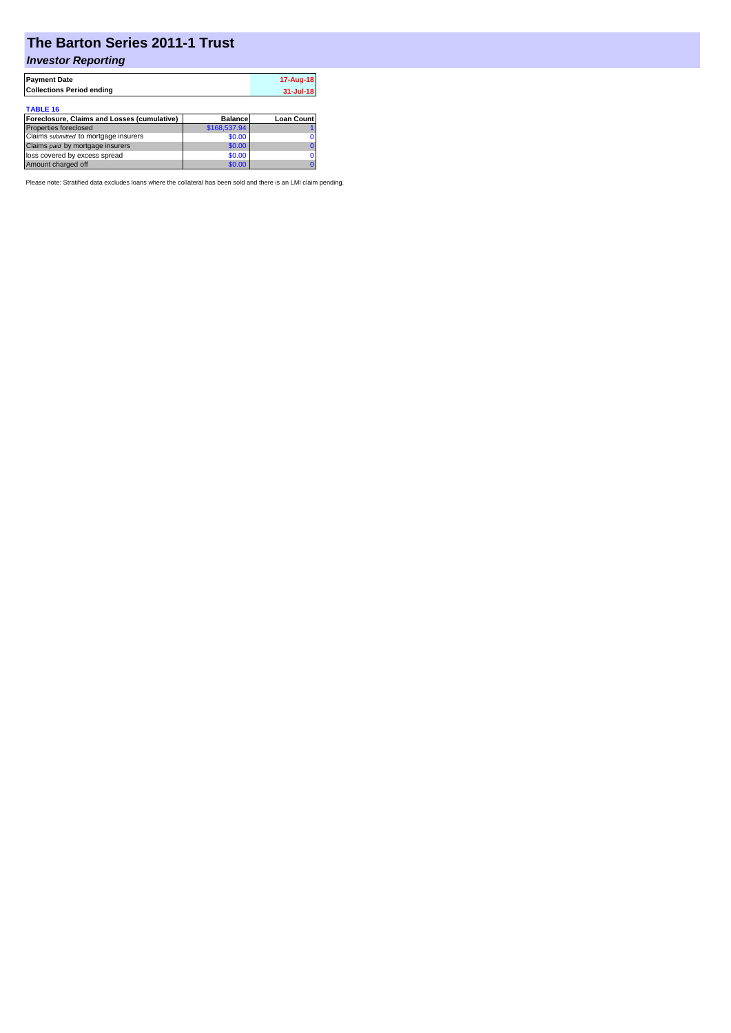# The Barton Series 2011-1 Trust

## *Investor Reporting*

| | |
|---|---|
| **Payment Date** | 17-Aug-18 |
| **Collections Period ending** | 31-Jul-18 |

**TABLE 16**

| Foreclosure, Claims and Losses (cumulative) | Balance | Loan Count |
|---|---|---|
| Properties foreclosed | $168,537.94 | 1 |
| Claims *submitted* to mortgage insurers | $0.00 | 0 |
| Claims *paid* by mortgage insurers | $0.00 | 0 |
| loss covered by excess spread | $0.00 | 0 |
| Amount charged off | $0.00 | 0 |

Please note: Stratified data excludes loans where the collateral has been sold and there is an LMI claim pending.